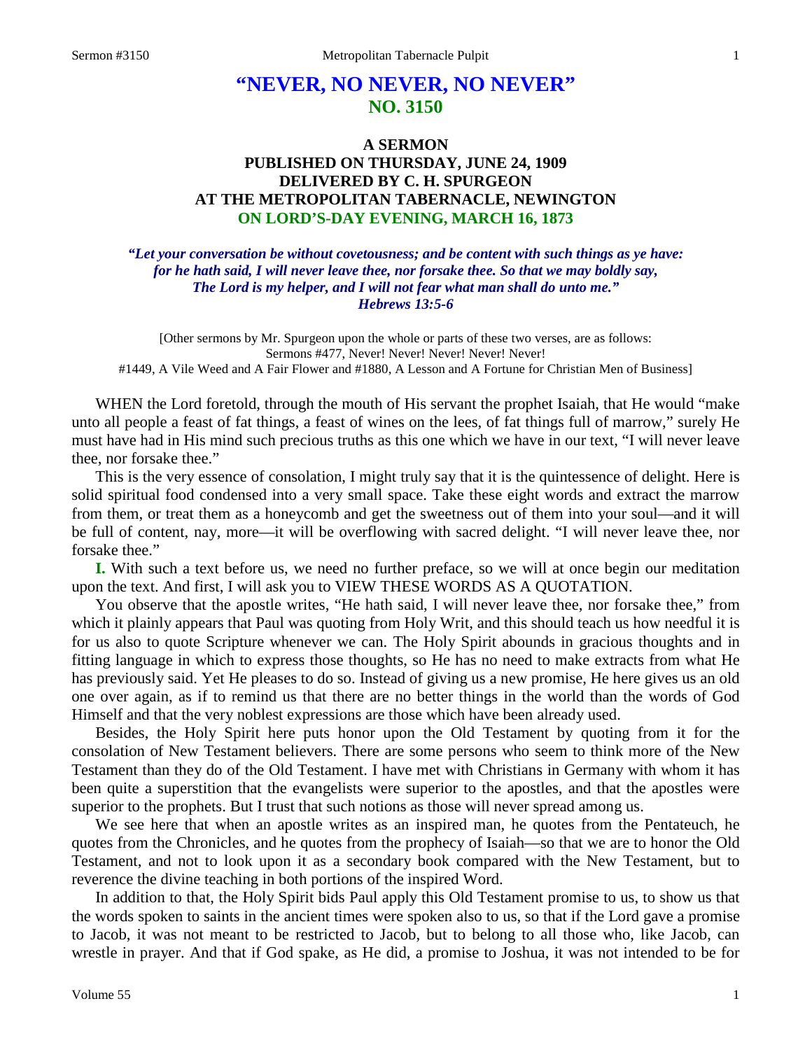# "NEVER, NO NEVER, NO NEVER"
## NO. 3150

### A SERMON
### PUBLISHED ON THURSDAY, JUNE 24, 1909
### DELIVERED BY C. H. SPURGEON
### AT THE METROPOLITAN TABERNACLE, NEWINGTON
### ON LORD'S-DAY EVENING, MARCH 16, 1873

***"Let your conversation be without covetousness; and be content with such things as ye have: for he hath said, I will never leave thee, nor forsake thee. So that we may boldly say, The Lord is my helper, and I will not fear what man shall do unto me." Hebrews 13:5-6***

[Other sermons by Mr. Spurgeon upon the whole or parts of these two verses, are as follows: Sermons #477, Never! Never! Never! Never! Never! #1449, A Vile Weed and A Fair Flower and #1880, A Lesson and A Fortune for Christian Men of Business]

WHEN the Lord foretold, through the mouth of His servant the prophet Isaiah, that He would "make unto all people a feast of fat things, a feast of wines on the lees, of fat things full of marrow," surely He must have had in His mind such precious truths as this one which we have in our text, "I will never leave thee, nor forsake thee."

This is the very essence of consolation, I might truly say that it is the quintessence of delight. Here is solid spiritual food condensed into a very small space. Take these eight words and extract the marrow from them, or treat them as a honeycomb and get the sweetness out of them into your soul—and it will be full of content, nay, more—it will be overflowing with sacred delight. "I will never leave thee, nor forsake thee."

**I.** With such a text before us, we need no further preface, so we will at once begin our meditation upon the text. And first, I will ask you to VIEW THESE WORDS AS A QUOTATION.

You observe that the apostle writes, "He hath said, I will never leave thee, nor forsake thee," from which it plainly appears that Paul was quoting from Holy Writ, and this should teach us how needful it is for us also to quote Scripture whenever we can. The Holy Spirit abounds in gracious thoughts and in fitting language in which to express those thoughts, so He has no need to make extracts from what He has previously said. Yet He pleases to do so. Instead of giving us a new promise, He here gives us an old one over again, as if to remind us that there are no better things in the world than the words of God Himself and that the very noblest expressions are those which have been already used.

Besides, the Holy Spirit here puts honor upon the Old Testament by quoting from it for the consolation of New Testament believers. There are some persons who seem to think more of the New Testament than they do of the Old Testament. I have met with Christians in Germany with whom it has been quite a superstition that the evangelists were superior to the apostles, and that the apostles were superior to the prophets. But I trust that such notions as those will never spread among us.

We see here that when an apostle writes as an inspired man, he quotes from the Pentateuch, he quotes from the Chronicles, and he quotes from the prophecy of Isaiah—so that we are to honor the Old Testament, and not to look upon it as a secondary book compared with the New Testament, but to reverence the divine teaching in both portions of the inspired Word.

In addition to that, the Holy Spirit bids Paul apply this Old Testament promise to us, to show us that the words spoken to saints in the ancient times were spoken also to us, so that if the Lord gave a promise to Jacob, it was not meant to be restricted to Jacob, but to belong to all those who, like Jacob, can wrestle in prayer. And that if God spake, as He did, a promise to Joshua, it was not intended to be for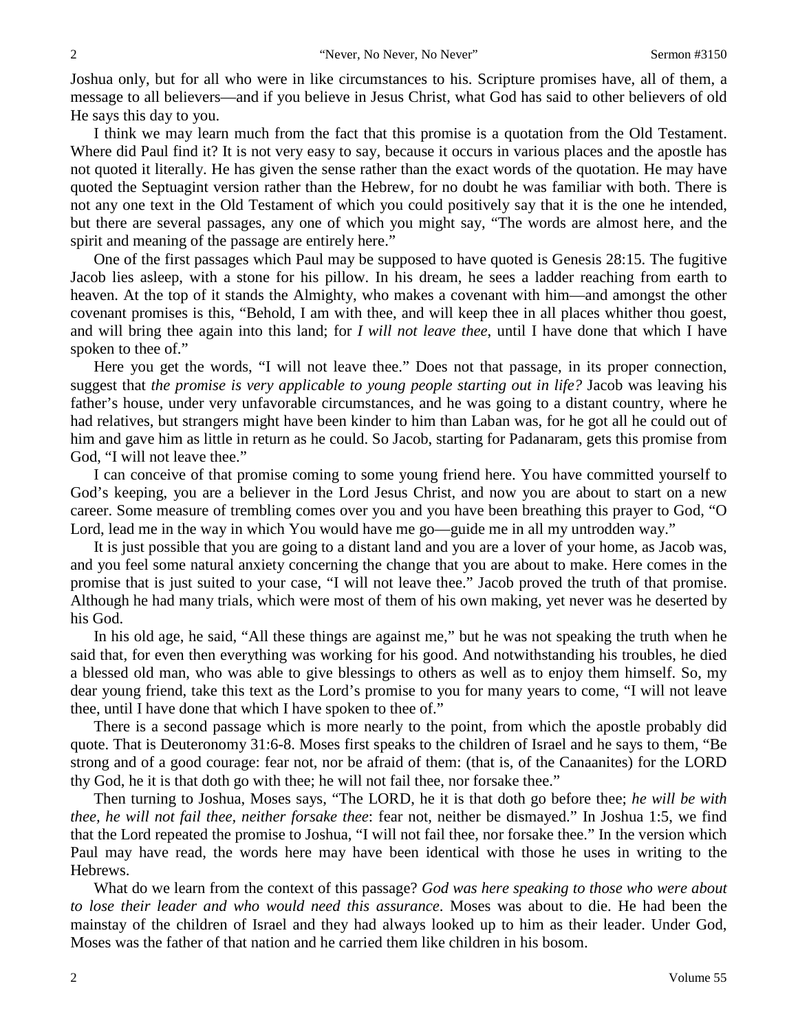Joshua only, but for all who were in like circumstances to his. Scripture promises have, all of them, a message to all believers—and if you believe in Jesus Christ, what God has said to other believers of old He says this day to you.

I think we may learn much from the fact that this promise is a quotation from the Old Testament. Where did Paul find it? It is not very easy to say, because it occurs in various places and the apostle has not quoted it literally. He has given the sense rather than the exact words of the quotation. He may have quoted the Septuagint version rather than the Hebrew, for no doubt he was familiar with both. There is not any one text in the Old Testament of which you could positively say that it is the one he intended, but there are several passages, any one of which you might say, "The words are almost here, and the spirit and meaning of the passage are entirely here."

One of the first passages which Paul may be supposed to have quoted is Genesis 28:15. The fugitive Jacob lies asleep, with a stone for his pillow. In his dream, he sees a ladder reaching from earth to heaven. At the top of it stands the Almighty, who makes a covenant with him—and amongst the other covenant promises is this, "Behold, I am with thee, and will keep thee in all places whither thou goest, and will bring thee again into this land; for *I will not leave thee*, until I have done that which I have spoken to thee of."

Here you get the words, "I will not leave thee." Does not that passage, in its proper connection, suggest that *the promise is very applicable to young people starting out in life?* Jacob was leaving his father's house, under very unfavorable circumstances, and he was going to a distant country, where he had relatives, but strangers might have been kinder to him than Laban was, for he got all he could out of him and gave him as little in return as he could. So Jacob, starting for Padanaram, gets this promise from God, "I will not leave thee."

I can conceive of that promise coming to some young friend here. You have committed yourself to God's keeping, you are a believer in the Lord Jesus Christ, and now you are about to start on a new career. Some measure of trembling comes over you and you have been breathing this prayer to God, "O Lord, lead me in the way in which You would have me go—guide me in all my untrodden way."

It is just possible that you are going to a distant land and you are a lover of your home, as Jacob was, and you feel some natural anxiety concerning the change that you are about to make. Here comes in the promise that is just suited to your case, "I will not leave thee." Jacob proved the truth of that promise. Although he had many trials, which were most of them of his own making, yet never was he deserted by his God.

In his old age, he said, "All these things are against me," but he was not speaking the truth when he said that, for even then everything was working for his good. And notwithstanding his troubles, he died a blessed old man, who was able to give blessings to others as well as to enjoy them himself. So, my dear young friend, take this text as the Lord's promise to you for many years to come, "I will not leave thee, until I have done that which I have spoken to thee of."

There is a second passage which is more nearly to the point, from which the apostle probably did quote. That is Deuteronomy 31:6-8. Moses first speaks to the children of Israel and he says to them, "Be strong and of a good courage: fear not, nor be afraid of them: (that is, of the Canaanites) for the LORD thy God, he it is that doth go with thee; he will not fail thee, nor forsake thee."

Then turning to Joshua, Moses says, "The LORD, he it is that doth go before thee; *he will be with thee, he will not fail thee, neither forsake thee*: fear not, neither be dismayed." In Joshua 1:5, we find that the Lord repeated the promise to Joshua, "I will not fail thee, nor forsake thee." In the version which Paul may have read, the words here may have been identical with those he uses in writing to the Hebrews.

What do we learn from the context of this passage? *God was here speaking to those who were about to lose their leader and who would need this assurance*. Moses was about to die. He had been the mainstay of the children of Israel and they had always looked up to him as their leader. Under God, Moses was the father of that nation and he carried them like children in his bosom.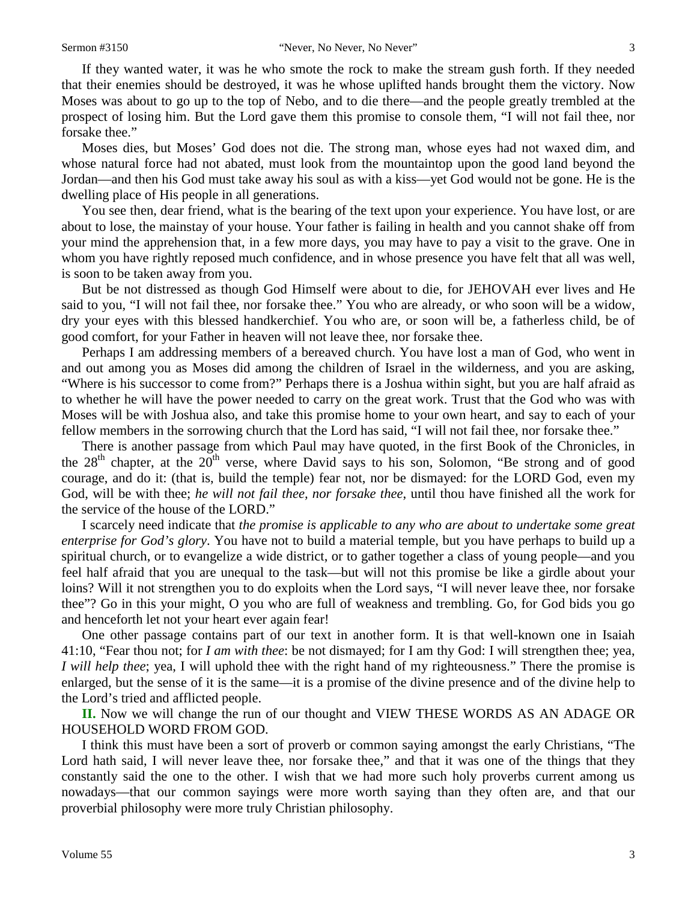If they wanted water, it was he who smote the rock to make the stream gush forth. If they needed that their enemies should be destroyed, it was he whose uplifted hands brought them the victory. Now Moses was about to go up to the top of Nebo, and to die there—and the people greatly trembled at the prospect of losing him. But the Lord gave them this promise to console them, "I will not fail thee, nor forsake thee."

Moses dies, but Moses' God does not die. The strong man, whose eyes had not waxed dim, and whose natural force had not abated, must look from the mountaintop upon the good land beyond the Jordan—and then his God must take away his soul as with a kiss—yet God would not be gone. He is the dwelling place of His people in all generations.

You see then, dear friend, what is the bearing of the text upon your experience. You have lost, or are about to lose, the mainstay of your house. Your father is failing in health and you cannot shake off from your mind the apprehension that, in a few more days, you may have to pay a visit to the grave. One in whom you have rightly reposed much confidence, and in whose presence you have felt that all was well, is soon to be taken away from you.

But be not distressed as though God Himself were about to die, for JEHOVAH ever lives and He said to you, "I will not fail thee, nor forsake thee." You who are already, or who soon will be a widow, dry your eyes with this blessed handkerchief. You who are, or soon will be, a fatherless child, be of good comfort, for your Father in heaven will not leave thee, nor forsake thee.

Perhaps I am addressing members of a bereaved church. You have lost a man of God, who went in and out among you as Moses did among the children of Israel in the wilderness, and you are asking, "Where is his successor to come from?" Perhaps there is a Joshua within sight, but you are half afraid as to whether he will have the power needed to carry on the great work. Trust that the God who was with Moses will be with Joshua also, and take this promise home to your own heart, and say to each of your fellow members in the sorrowing church that the Lord has said, "I will not fail thee, nor forsake thee."

There is another passage from which Paul may have quoted, in the first Book of the Chronicles, in the 28th chapter, at the 20th verse, where David says to his son, Solomon, "Be strong and of good courage, and do it: (that is, build the temple) fear not, nor be dismayed: for the LORD God, even my God, will be with thee; *he will not fail thee, nor forsake thee*, until thou have finished all the work for the service of the house of the LORD."

I scarcely need indicate that *the promise is applicable to any who are about to undertake some great enterprise for God's glory*. You have not to build a material temple, but you have perhaps to build up a spiritual church, or to evangelize a wide district, or to gather together a class of young people—and you feel half afraid that you are unequal to the task—but will not this promise be like a girdle about your loins? Will it not strengthen you to do exploits when the Lord says, "I will never leave thee, nor forsake thee"? Go in this your might, O you who are full of weakness and trembling. Go, for God bids you go and henceforth let not your heart ever again fear!

One other passage contains part of our text in another form. It is that well-known one in Isaiah 41:10, "Fear thou not; for *I am with thee*: be not dismayed; for I am thy God: I will strengthen thee; yea, *I will help thee*; yea, I will uphold thee with the right hand of my righteousness." There the promise is enlarged, but the sense of it is the same—it is a promise of the divine presence and of the divine help to the Lord's tried and afflicted people.

**II.** Now we will change the run of our thought and VIEW THESE WORDS AS AN ADAGE OR HOUSEHOLD WORD FROM GOD.

I think this must have been a sort of proverb or common saying amongst the early Christians, "The Lord hath said, I will never leave thee, nor forsake thee," and that it was one of the things that they constantly said the one to the other. I wish that we had more such holy proverbs current among us nowadays—that our common sayings were more worth saying than they often are, and that our proverbial philosophy were more truly Christian philosophy.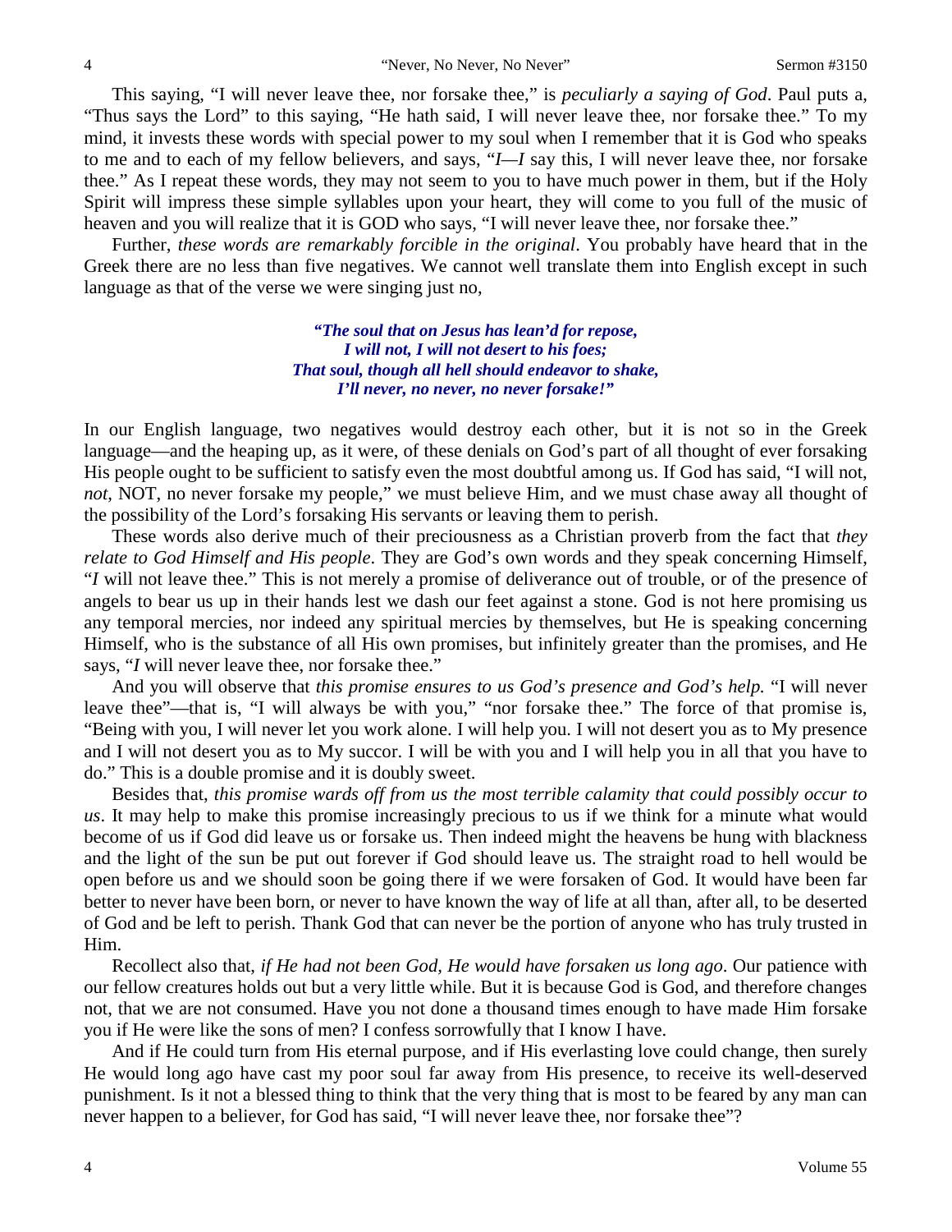This saying, "I will never leave thee, nor forsake thee," is *peculiarly a saying of God*. Paul puts a, "Thus says the Lord" to this saying, "He hath said, I will never leave thee, nor forsake thee." To my mind, it invests these words with special power to my soul when I remember that it is God who speaks to me and to each of my fellow believers, and says, "*I*—*I* say this, I will never leave thee, nor forsake thee." As I repeat these words, they may not seem to you to have much power in them, but if the Holy Spirit will impress these simple syllables upon your heart, they will come to you full of the music of heaven and you will realize that it is GOD who says, "I will never leave thee, nor forsake thee."

Further, *these words are remarkably forcible in the original*. You probably have heard that in the Greek there are no less than five negatives. We cannot well translate them into English except in such language as that of the verse we were singing just no,

> ***"The soul that on Jesus has lean'd for repose,***
> ***I will not, I will not desert to his foes;***
> ***That soul, though all hell should endeavor to shake,***
> ***I'll never, no never, no never forsake!"***

In our English language, two negatives would destroy each other, but it is not so in the Greek language—and the heaping up, as it were, of these denials on God's part of all thought of ever forsaking His people ought to be sufficient to satisfy even the most doubtful among us. If God has said, "I will not, *not*, NOT, no never forsake my people," we must believe Him, and we must chase away all thought of the possibility of the Lord's forsaking His servants or leaving them to perish.

These words also derive much of their preciousness as a Christian proverb from the fact that *they relate to God Himself and His people*. They are God's own words and they speak concerning Himself, "*I* will not leave thee." This is not merely a promise of deliverance out of trouble, or of the presence of angels to bear us up in their hands lest we dash our feet against a stone. God is not here promising us any temporal mercies, nor indeed any spiritual mercies by themselves, but He is speaking concerning Himself, who is the substance of all His own promises, but infinitely greater than the promises, and He says, "*I* will never leave thee, nor forsake thee."

And you will observe that *this promise ensures to us God's presence and God's help.* "I will never leave thee"—that is, "I will always be with you," "nor forsake thee." The force of that promise is, "Being with you, I will never let you work alone. I will help you. I will not desert you as to My presence and I will not desert you as to My succor. I will be with you and I will help you in all that you have to do." This is a double promise and it is doubly sweet.

Besides that, *this promise wards off from us the most terrible calamity that could possibly occur to us*. It may help to make this promise increasingly precious to us if we think for a minute what would become of us if God did leave us or forsake us. Then indeed might the heavens be hung with blackness and the light of the sun be put out forever if God should leave us. The straight road to hell would be open before us and we should soon be going there if we were forsaken of God. It would have been far better to never have been born, or never to have known the way of life at all than, after all, to be deserted of God and be left to perish. Thank God that can never be the portion of anyone who has truly trusted in Him.

Recollect also that, *if He had not been God, He would have forsaken us long ago*. Our patience with our fellow creatures holds out but a very little while. But it is because God is God, and therefore changes not, that we are not consumed. Have you not done a thousand times enough to have made Him forsake you if He were like the sons of men? I confess sorrowfully that I know I have.

And if He could turn from His eternal purpose, and if His everlasting love could change, then surely He would long ago have cast my poor soul far away from His presence, to receive its well-deserved punishment. Is it not a blessed thing to think that the very thing that is most to be feared by any man can never happen to a believer, for God has said, "I will never leave thee, nor forsake thee"?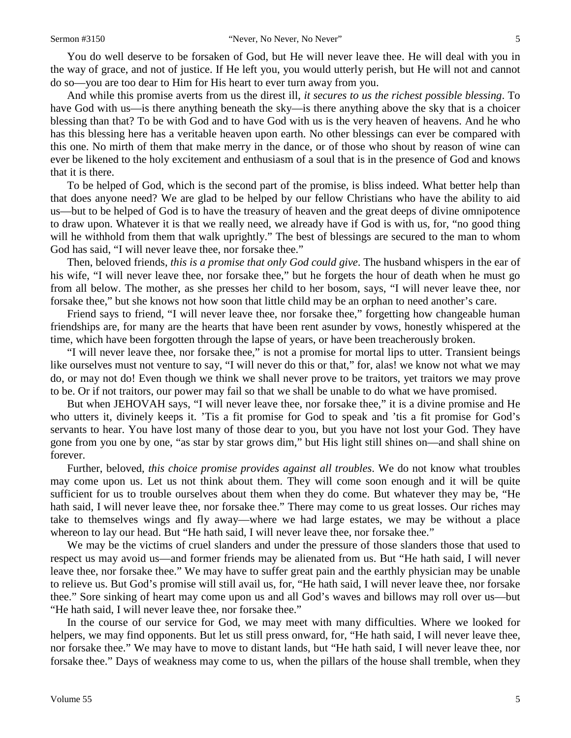You do well deserve to be forsaken of God, but He will never leave thee. He will deal with you in the way of grace, and not of justice. If He left you, you would utterly perish, but He will not and cannot do so—you are too dear to Him for His heart to ever turn away from you.

And while this promise averts from us the direst ill, *it secures to us the richest possible blessing*. To have God with us—is there anything beneath the sky—is there anything above the sky that is a choicer blessing than that? To be with God and to have God with us is the very heaven of heavens. And he who has this blessing here has a veritable heaven upon earth. No other blessings can ever be compared with this one. No mirth of them that make merry in the dance, or of those who shout by reason of wine can ever be likened to the holy excitement and enthusiasm of a soul that is in the presence of God and knows that it is there.

To be helped of God, which is the second part of the promise, is bliss indeed. What better help than that does anyone need? We are glad to be helped by our fellow Christians who have the ability to aid us—but to be helped of God is to have the treasury of heaven and the great deeps of divine omnipotence to draw upon. Whatever it is that we really need, we already have if God is with us, for, "no good thing will he withhold from them that walk uprightly." The best of blessings are secured to the man to whom God has said, "I will never leave thee, nor forsake thee."

Then, beloved friends, *this is a promise that only God could give*. The husband whispers in the ear of his wife, "I will never leave thee, nor forsake thee," but he forgets the hour of death when he must go from all below. The mother, as she presses her child to her bosom, says, "I will never leave thee, nor forsake thee," but she knows not how soon that little child may be an orphan to need another's care.

Friend says to friend, "I will never leave thee, nor forsake thee," forgetting how changeable human friendships are, for many are the hearts that have been rent asunder by vows, honestly whispered at the time, which have been forgotten through the lapse of years, or have been treacherously broken.

"I will never leave thee, nor forsake thee," is not a promise for mortal lips to utter. Transient beings like ourselves must not venture to say, "I will never do this or that," for, alas! we know not what we may do, or may not do! Even though we think we shall never prove to be traitors, yet traitors we may prove to be. Or if not traitors, our power may fail so that we shall be unable to do what we have promised.

But when JEHOVAH says, "I will never leave thee, nor forsake thee," it is a divine promise and He who utters it, divinely keeps it. 'Tis a fit promise for God to speak and 'tis a fit promise for God's servants to hear. You have lost many of those dear to you, but you have not lost your God. They have gone from you one by one, "as star by star grows dim," but His light still shines on—and shall shine on forever.

Further, beloved, *this choice promise provides against all troubles*. We do not know what troubles may come upon us. Let us not think about them. They will come soon enough and it will be quite sufficient for us to trouble ourselves about them when they do come. But whatever they may be, "He hath said, I will never leave thee, nor forsake thee." There may come to us great losses. Our riches may take to themselves wings and fly away—where we had large estates, we may be without a place whereon to lay our head. But "He hath said, I will never leave thee, nor forsake thee."

We may be the victims of cruel slanders and under the pressure of those slanders those that used to respect us may avoid us—and former friends may be alienated from us. But "He hath said, I will never leave thee, nor forsake thee." We may have to suffer great pain and the earthly physician may be unable to relieve us. But God's promise will still avail us, for, "He hath said, I will never leave thee, nor forsake thee." Sore sinking of heart may come upon us and all God's waves and billows may roll over us—but "He hath said, I will never leave thee, nor forsake thee."

In the course of our service for God, we may meet with many difficulties. Where we looked for helpers, we may find opponents. But let us still press onward, for, "He hath said, I will never leave thee, nor forsake thee." We may have to move to distant lands, but "He hath said, I will never leave thee, nor forsake thee." Days of weakness may come to us, when the pillars of the house shall tremble, when they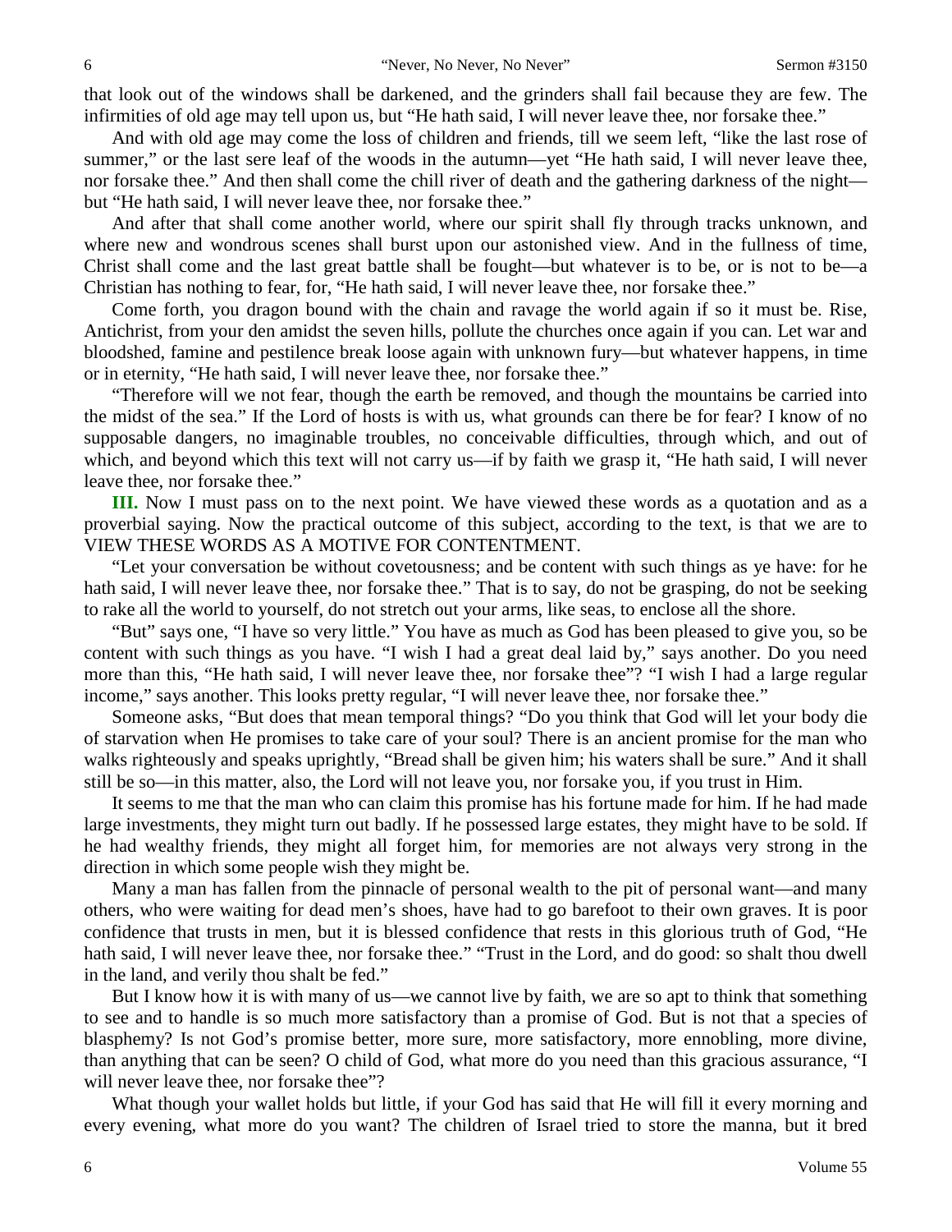that look out of the windows shall be darkened, and the grinders shall fail because they are few. The infirmities of old age may tell upon us, but "He hath said, I will never leave thee, nor forsake thee."

And with old age may come the loss of children and friends, till we seem left, "like the last rose of summer," or the last sere leaf of the woods in the autumn—yet "He hath said, I will never leave thee, nor forsake thee." And then shall come the chill river of death and the gathering darkness of the night—but "He hath said, I will never leave thee, nor forsake thee."

And after that shall come another world, where our spirit shall fly through tracks unknown, and where new and wondrous scenes shall burst upon our astonished view. And in the fullness of time, Christ shall come and the last great battle shall be fought—but whatever is to be, or is not to be—a Christian has nothing to fear, for, "He hath said, I will never leave thee, nor forsake thee."

Come forth, you dragon bound with the chain and ravage the world again if so it must be. Rise, Antichrist, from your den amidst the seven hills, pollute the churches once again if you can. Let war and bloodshed, famine and pestilence break loose again with unknown fury—but whatever happens, in time or in eternity, "He hath said, I will never leave thee, nor forsake thee."

"Therefore will we not fear, though the earth be removed, and though the mountains be carried into the midst of the sea." If the Lord of hosts is with us, what grounds can there be for fear? I know of no supposable dangers, no imaginable troubles, no conceivable difficulties, through which, and out of which, and beyond which this text will not carry us—if by faith we grasp it, "He hath said, I will never leave thee, nor forsake thee."

**III.** Now I must pass on to the next point. We have viewed these words as a quotation and as a proverbial saying. Now the practical outcome of this subject, according to the text, is that we are to VIEW THESE WORDS AS A MOTIVE FOR CONTENTMENT.

"Let your conversation be without covetousness; and be content with such things as ye have: for he hath said, I will never leave thee, nor forsake thee." That is to say, do not be grasping, do not be seeking to rake all the world to yourself, do not stretch out your arms, like seas, to enclose all the shore.

"But" says one, "I have so very little." You have as much as God has been pleased to give you, so be content with such things as you have. "I wish I had a great deal laid by," says another. Do you need more than this, "He hath said, I will never leave thee, nor forsake thee"? "I wish I had a large regular income," says another. This looks pretty regular, "I will never leave thee, nor forsake thee."

Someone asks, "But does that mean temporal things? "Do you think that God will let your body die of starvation when He promises to take care of your soul? There is an ancient promise for the man who walks righteously and speaks uprightly, "Bread shall be given him; his waters shall be sure." And it shall still be so—in this matter, also, the Lord will not leave you, nor forsake you, if you trust in Him.

It seems to me that the man who can claim this promise has his fortune made for him. If he had made large investments, they might turn out badly. If he possessed large estates, they might have to be sold. If he had wealthy friends, they might all forget him, for memories are not always very strong in the direction in which some people wish they might be.

Many a man has fallen from the pinnacle of personal wealth to the pit of personal want—and many others, who were waiting for dead men's shoes, have had to go barefoot to their own graves. It is poor confidence that trusts in men, but it is blessed confidence that rests in this glorious truth of God, "He hath said, I will never leave thee, nor forsake thee." "Trust in the Lord, and do good: so shalt thou dwell in the land, and verily thou shalt be fed."

But I know how it is with many of us—we cannot live by faith, we are so apt to think that something to see and to handle is so much more satisfactory than a promise of God. But is not that a species of blasphemy? Is not God's promise better, more sure, more satisfactory, more ennobling, more divine, than anything that can be seen? O child of God, what more do you need than this gracious assurance, "I will never leave thee, nor forsake thee"?

What though your wallet holds but little, if your God has said that He will fill it every morning and every evening, what more do you want? The children of Israel tried to store the manna, but it bred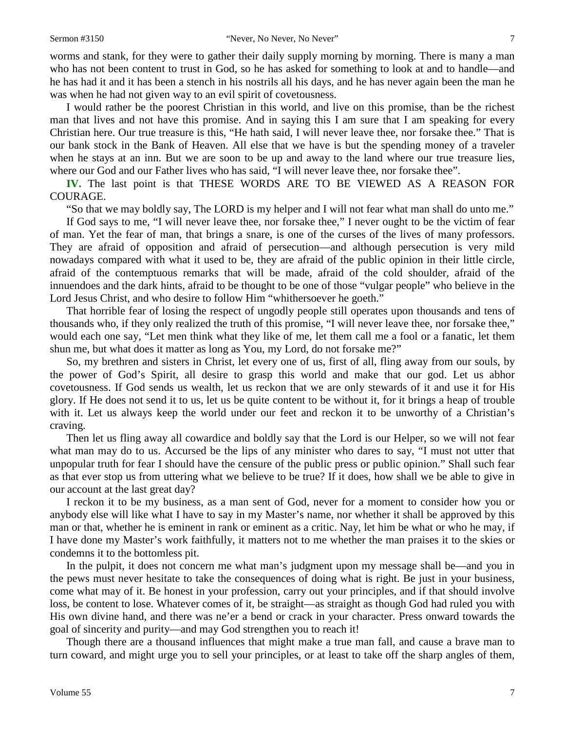worms and stank, for they were to gather their daily supply morning by morning. There is many a man who has not been content to trust in God, so he has asked for something to look at and to handle—and he has had it and it has been a stench in his nostrils all his days, and he has never again been the man he was when he had not given way to an evil spirit of covetousness.

I would rather be the poorest Christian in this world, and live on this promise, than be the richest man that lives and not have this promise. And in saying this I am sure that I am speaking for every Christian here. Our true treasure is this, "He hath said, I will never leave thee, nor forsake thee." That is our bank stock in the Bank of Heaven. All else that we have is but the spending money of a traveler when he stays at an inn. But we are soon to be up and away to the land where our true treasure lies, where our God and our Father lives who has said, "I will never leave thee, nor forsake thee".

**IV.** The last point is that THESE WORDS ARE TO BE VIEWED AS A REASON FOR COURAGE.

"So that we may boldly say, The LORD is my helper and I will not fear what man shall do unto me."

If God says to me, "I will never leave thee, nor forsake thee," I never ought to be the victim of fear of man. Yet the fear of man, that brings a snare, is one of the curses of the lives of many professors. They are afraid of opposition and afraid of persecution—and although persecution is very mild nowadays compared with what it used to be, they are afraid of the public opinion in their little circle, afraid of the contemptuous remarks that will be made, afraid of the cold shoulder, afraid of the innuendoes and the dark hints, afraid to be thought to be one of those "vulgar people" who believe in the Lord Jesus Christ, and who desire to follow Him "whithersoever he goeth."

That horrible fear of losing the respect of ungodly people still operates upon thousands and tens of thousands who, if they only realized the truth of this promise, "I will never leave thee, nor forsake thee," would each one say, "Let men think what they like of me, let them call me a fool or a fanatic, let them shun me, but what does it matter as long as You, my Lord, do not forsake me?"

So, my brethren and sisters in Christ, let every one of us, first of all, fling away from our souls, by the power of God's Spirit, all desire to grasp this world and make that our god. Let us abhor covetousness. If God sends us wealth, let us reckon that we are only stewards of it and use it for His glory. If He does not send it to us, let us be quite content to be without it, for it brings a heap of trouble with it. Let us always keep the world under our feet and reckon it to be unworthy of a Christian's craving.

Then let us fling away all cowardice and boldly say that the Lord is our Helper, so we will not fear what man may do to us. Accursed be the lips of any minister who dares to say, "I must not utter that unpopular truth for fear I should have the censure of the public press or public opinion." Shall such fear as that ever stop us from uttering what we believe to be true? If it does, how shall we be able to give in our account at the last great day?

I reckon it to be my business, as a man sent of God, never for a moment to consider how you or anybody else will like what I have to say in my Master's name, nor whether it shall be approved by this man or that, whether he is eminent in rank or eminent as a critic. Nay, let him be what or who he may, if I have done my Master's work faithfully, it matters not to me whether the man praises it to the skies or condemns it to the bottomless pit.

In the pulpit, it does not concern me what man's judgment upon my message shall be—and you in the pews must never hesitate to take the consequences of doing what is right. Be just in your business, come what may of it. Be honest in your profession, carry out your principles, and if that should involve loss, be content to lose. Whatever comes of it, be straight—as straight as though God had ruled you with His own divine hand, and there was ne'er a bend or crack in your character. Press onward towards the goal of sincerity and purity—and may God strengthen you to reach it!

Though there are a thousand influences that might make a true man fall, and cause a brave man to turn coward, and might urge you to sell your principles, or at least to take off the sharp angles of them,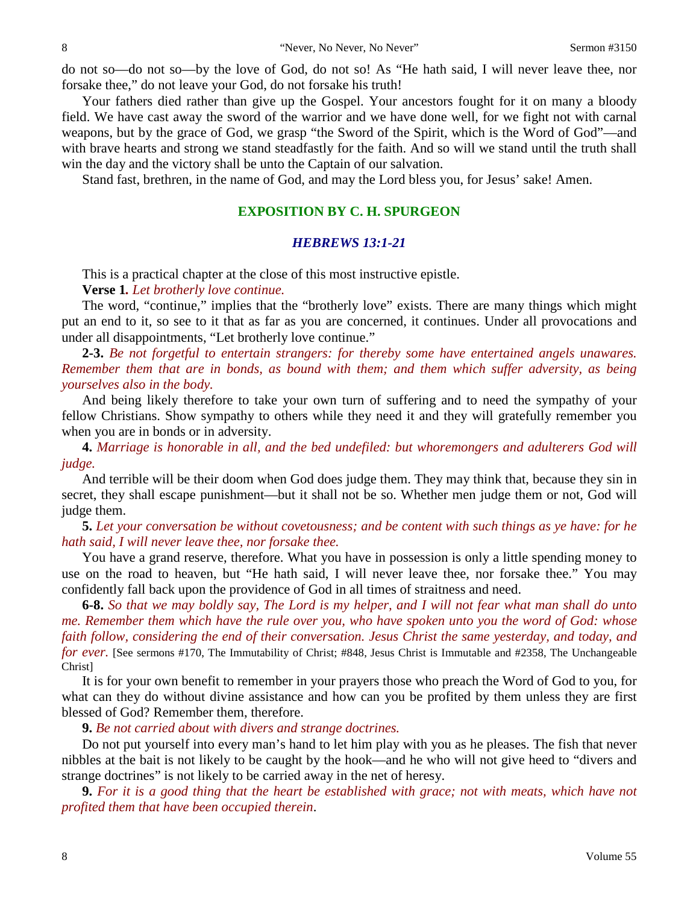do not so—do not so—by the love of God, do not so! As "He hath said, I will never leave thee, nor forsake thee," do not leave your God, do not forsake his truth!

Your fathers died rather than give up the Gospel. Your ancestors fought for it on many a bloody field. We have cast away the sword of the warrior and we have done well, for we fight not with carnal weapons, but by the grace of God, we grasp "the Sword of the Spirit, which is the Word of God"—and with brave hearts and strong we stand steadfastly for the faith. And so will we stand until the truth shall win the day and the victory shall be unto the Captain of our salvation.

Stand fast, brethren, in the name of God, and may the Lord bless you, for Jesus' sake! Amen.

## EXPOSITION BY C. H. SPURGEON

### *HEBREWS 13:1-21*

This is a practical chapter at the close of this most instructive epistle.

**Verse 1.** *Let brotherly love continue.*

The word, "continue," implies that the "brotherly love" exists. There are many things which might put an end to it, so see to it that as far as you are concerned, it continues. Under all provocations and under all disappointments, "Let brotherly love continue."

**2-3.** *Be not forgetful to entertain strangers: for thereby some have entertained angels unawares. Remember them that are in bonds, as bound with them; and them which suffer adversity, as being yourselves also in the body.*

And being likely therefore to take your own turn of suffering and to need the sympathy of your fellow Christians. Show sympathy to others while they need it and they will gratefully remember you when you are in bonds or in adversity.

**4.** *Marriage is honorable in all, and the bed undefiled: but whoremongers and adulterers God will judge.*

And terrible will be their doom when God does judge them. They may think that, because they sin in secret, they shall escape punishment—but it shall not be so. Whether men judge them or not, God will judge them.

**5.** *Let your conversation be without covetousness; and be content with such things as ye have: for he hath said, I will never leave thee, nor forsake thee.*

You have a grand reserve, therefore. What you have in possession is only a little spending money to use on the road to heaven, but "He hath said, I will never leave thee, nor forsake thee." You may confidently fall back upon the providence of God in all times of straitness and need.

**6-8.** *So that we may boldly say, The Lord is my helper, and I will not fear what man shall do unto me. Remember them which have the rule over you, who have spoken unto you the word of God: whose faith follow, considering the end of their conversation. Jesus Christ the same yesterday, and today, and for ever.* [See sermons #170, The Immutability of Christ; #848, Jesus Christ is Immutable and #2358, The Unchangeable Christ]

It is for your own benefit to remember in your prayers those who preach the Word of God to you, for what can they do without divine assistance and how can you be profited by them unless they are first blessed of God? Remember them, therefore.

**9.** *Be not carried about with divers and strange doctrines.*

Do not put yourself into every man's hand to let him play with you as he pleases. The fish that never nibbles at the bait is not likely to be caught by the hook—and he who will not give heed to "divers and strange doctrines" is not likely to be carried away in the net of heresy.

**9.** *For it is a good thing that the heart be established with grace; not with meats, which have not profited them that have been occupied therein*.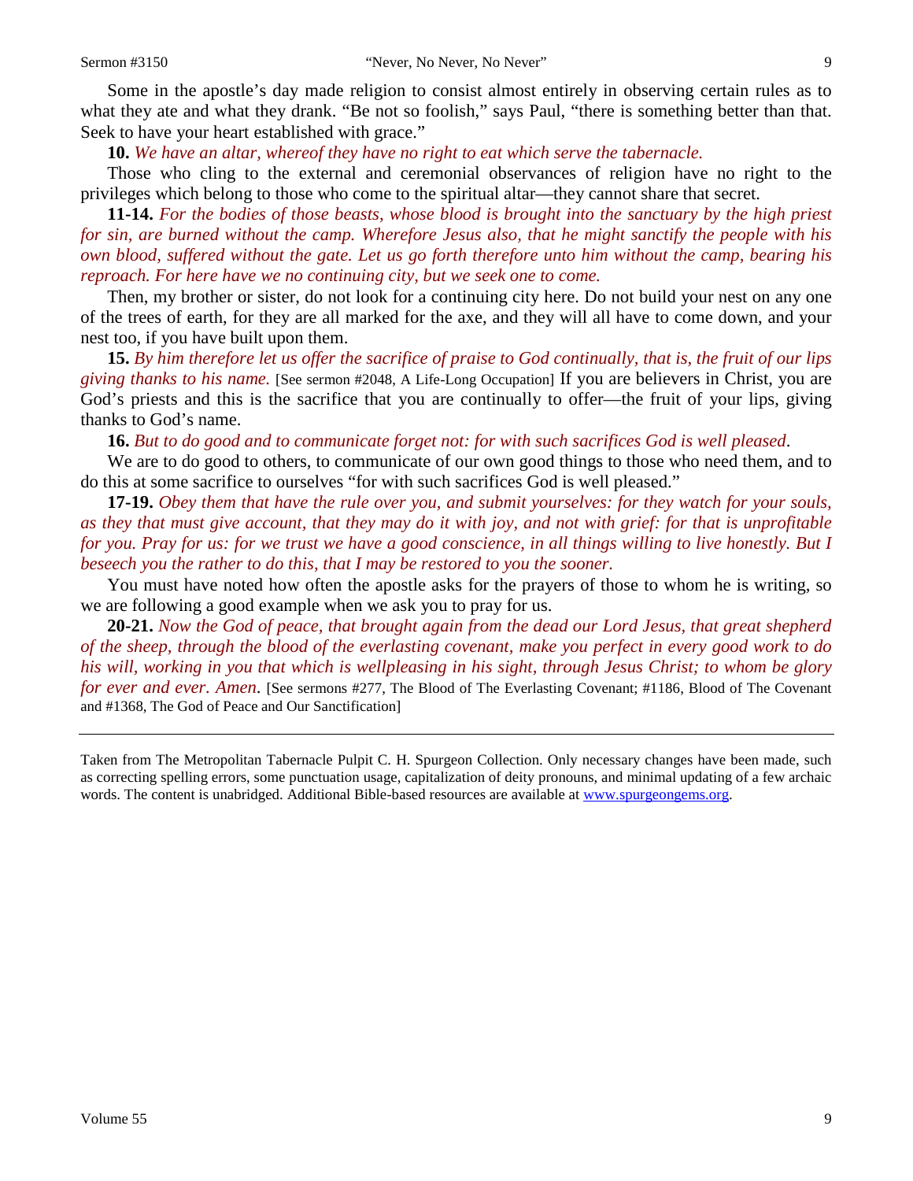Some in the apostle's day made religion to consist almost entirely in observing certain rules as to what they ate and what they drank. "Be not so foolish," says Paul, "there is something better than that. Seek to have your heart established with grace."

**10.** *We have an altar, whereof they have no right to eat which serve the tabernacle.*

Those who cling to the external and ceremonial observances of religion have no right to the privileges which belong to those who come to the spiritual altar—they cannot share that secret.

**11-14.** *For the bodies of those beasts, whose blood is brought into the sanctuary by the high priest for sin, are burned without the camp. Wherefore Jesus also, that he might sanctify the people with his own blood, suffered without the gate. Let us go forth therefore unto him without the camp, bearing his reproach. For here have we no continuing city, but we seek one to come.*

Then, my brother or sister, do not look for a continuing city here. Do not build your nest on any one of the trees of earth, for they are all marked for the axe, and they will all have to come down, and your nest too, if you have built upon them.

**15.** *By him therefore let us offer the sacrifice of praise to God continually, that is, the fruit of our lips giving thanks to his name.* [See sermon #2048, A Life-Long Occupation] If you are believers in Christ, you are God's priests and this is the sacrifice that you are continually to offer—the fruit of your lips, giving thanks to God's name.

**16.** *But to do good and to communicate forget not: for with such sacrifices God is well pleased*.

We are to do good to others, to communicate of our own good things to those who need them, and to do this at some sacrifice to ourselves "for with such sacrifices God is well pleased."

**17-19.** *Obey them that have the rule over you, and submit yourselves: for they watch for your souls, as they that must give account, that they may do it with joy, and not with grief: for that is unprofitable for you. Pray for us: for we trust we have a good conscience, in all things willing to live honestly. But I beseech you the rather to do this, that I may be restored to you the sooner.*

You must have noted how often the apostle asks for the prayers of those to whom he is writing, so we are following a good example when we ask you to pray for us.

**20-21.** *Now the God of peace, that brought again from the dead our Lord Jesus, that great shepherd of the sheep, through the blood of the everlasting covenant, make you perfect in every good work to do his will, working in you that which is wellpleasing in his sight, through Jesus Christ; to whom be glory for ever and ever. Amen*. [See sermons #277, The Blood of The Everlasting Covenant; #1186, Blood of The Covenant and #1368, The God of Peace and Our Sanctification]

---

Taken from The Metropolitan Tabernacle Pulpit C. H. Spurgeon Collection. Only necessary changes have been made, such as correcting spelling errors, some punctuation usage, capitalization of deity pronouns, and minimal updating of a few archaic words. The content is unabridged. Additional Bible-based resources are available at www.spurgeongems.org.